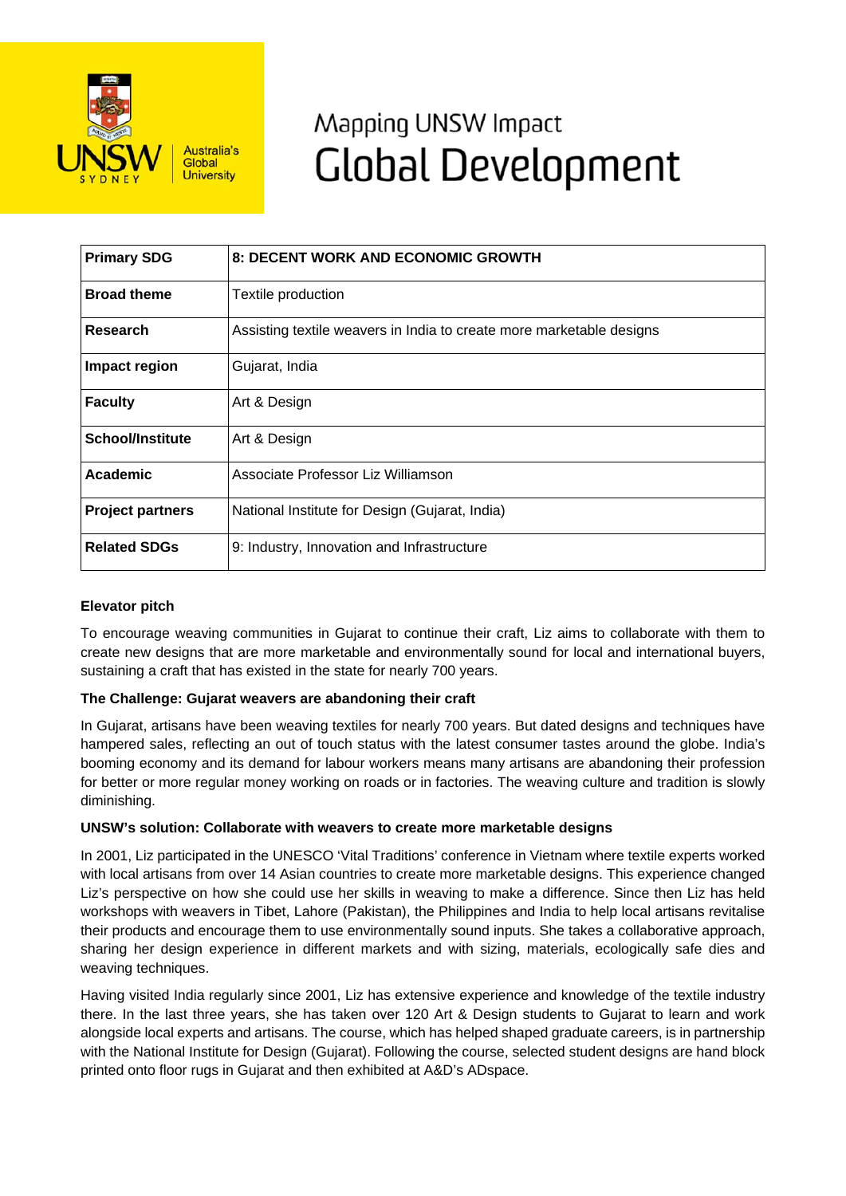Mapping UNSW Impact

# Global Development

| Primary SDG | 8: DECENT WORK AND ECONOMIC GROWTH |
|---|---|
| Broad theme | Textile production |
| Research | Assisting textile weavers in India to create more marketable designs |
| Impact region | Gujarat, India |
| Faculty | Art & Design |
| School/Institute | Art & Design |
| Academic | Associate Professor Liz Williamson |
| Project partners | National Institute for Design (Gujarat, India) |
| Related SDGs | 9: Industry, Innovation and Infrastructure |

**Elevator pitch**

To encourage weaving communities in Gujarat to continue their craft, Liz aims to collaborate with them to create new designs that are more marketable and environmentally sound for local and international buyers, sustaining a craft that has existed in the state for nearly 700 years.

**The Challenge: Gujarat weavers are abandoning their craft**

In Gujarat, artisans have been weaving textiles for nearly 700 years. But dated designs and techniques have hampered sales, reflecting an out of touch status with the latest consumer tastes around the globe. India's booming economy and its demand for labour workers means many artisans are abandoning their profession for better or more regular money working on roads or in factories. The weaving culture and tradition is slowly diminishing.

**UNSW's solution: Collaborate with weavers to create more marketable designs**

In 2001, Liz participated in the UNESCO 'Vital Traditions' conference in Vietnam where textile experts worked with local artisans from over 14 Asian countries to create more marketable designs. This experience changed Liz's perspective on how she could use her skills in weaving to make a difference. Since then Liz has held workshops with weavers in Tibet, Lahore (Pakistan), the Philippines and India to help local artisans revitalise their products and encourage them to use environmentally sound inputs. She takes a collaborative approach, sharing her design experience in different markets and with sizing, materials, ecologically safe dies and weaving techniques.

Having visited India regularly since 2001, Liz has extensive experience and knowledge of the textile industry there. In the last three years, she has taken over 120 Art & Design students to Gujarat to learn and work alongside local experts and artisans. The course, which has helped shaped graduate careers, is in partnership with the National Institute for Design (Gujarat). Following the course, selected student designs are hand block printed onto floor rugs in Gujarat and then exhibited at A&D's ADspace.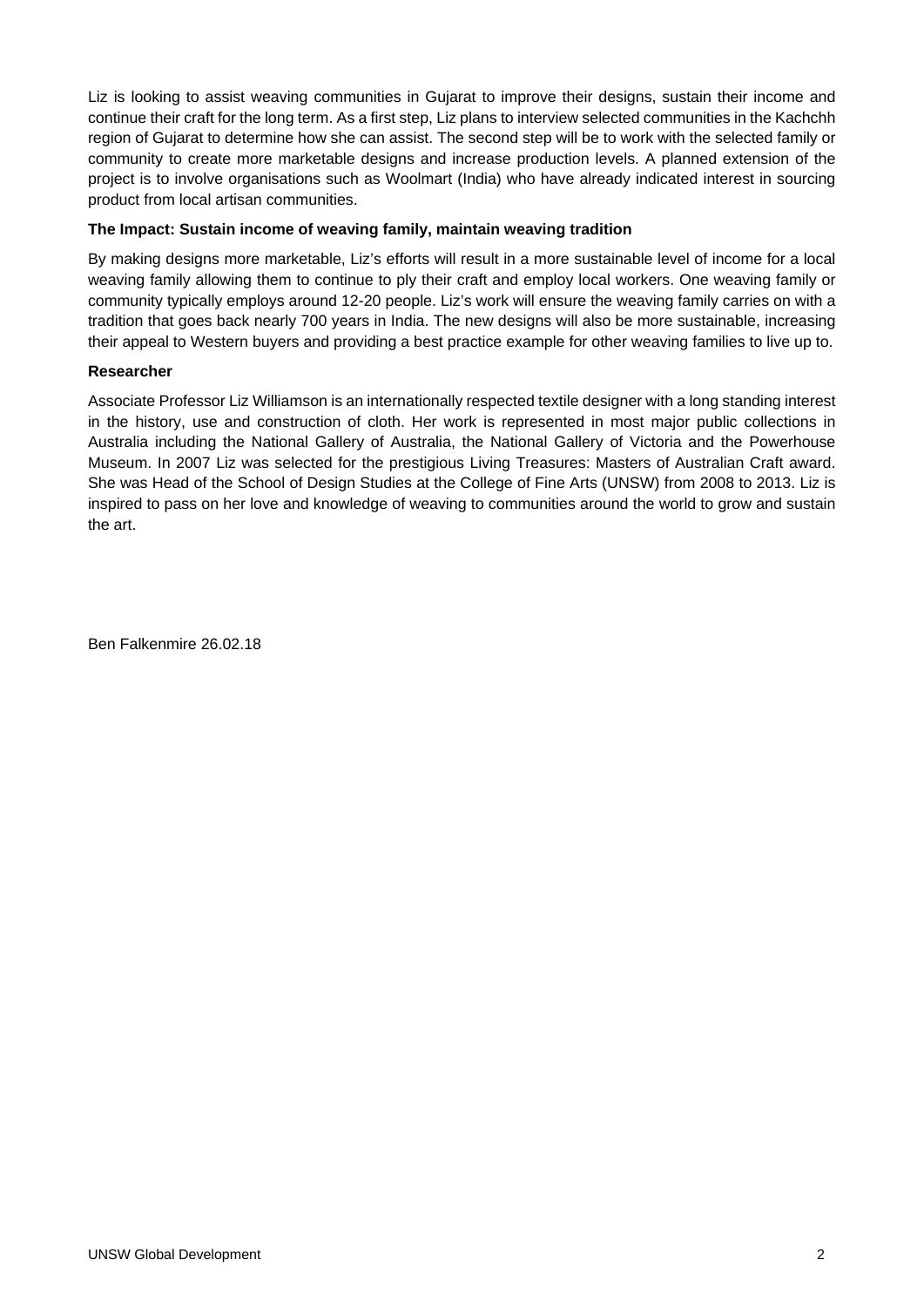Liz is looking to assist weaving communities in Gujarat to improve their designs, sustain their income and continue their craft for the long term. As a first step, Liz plans to interview selected communities in the Kachchh region of Gujarat to determine how she can assist. The second step will be to work with the selected family or community to create more marketable designs and increase production levels. A planned extension of the project is to involve organisations such as Woolmart (India) who have already indicated interest in sourcing product from local artisan communities.

**The Impact: Sustain income of weaving family, maintain weaving tradition**

By making designs more marketable, Liz's efforts will result in a more sustainable level of income for a local weaving family allowing them to continue to ply their craft and employ local workers. One weaving family or community typically employs around 12-20 people. Liz's work will ensure the weaving family carries on with a tradition that goes back nearly 700 years in India. The new designs will also be more sustainable, increasing their appeal to Western buyers and providing a best practice example for other weaving families to live up to.

**Researcher**

Associate Professor Liz Williamson is an internationally respected textile designer with a long standing interest in the history, use and construction of cloth. Her work is represented in most major public collections in Australia including the National Gallery of Australia, the National Gallery of Victoria and the Powerhouse Museum. In 2007 Liz was selected for the prestigious Living Treasures: Masters of Australian Craft award. She was Head of the School of Design Studies at the College of Fine Arts (UNSW) from 2008 to 2013. Liz is inspired to pass on her love and knowledge of weaving to communities around the world to grow and sustain the art.

Ben Falkenmire 26.02.18